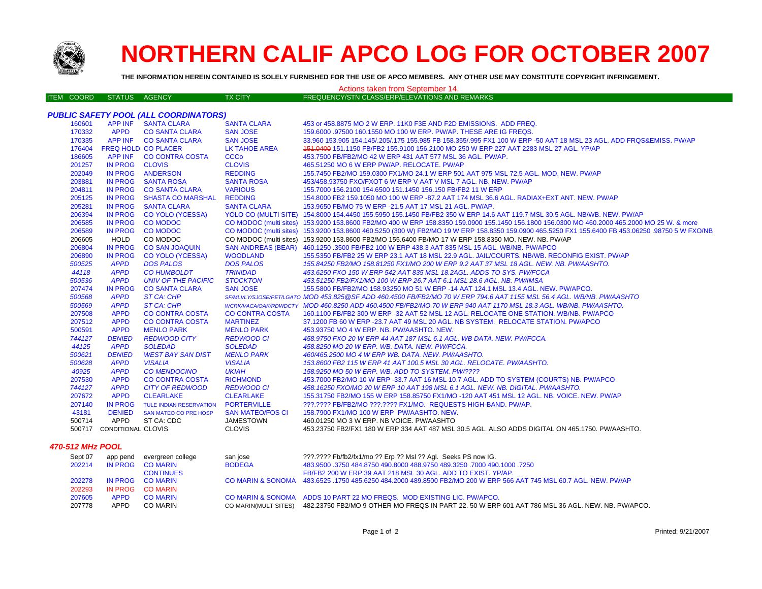# NORTHERN CALIF APCO LOG FOR OCTOBER 2007

**THE INFORMATION HEREIN CONTAINED IS SOLELY FURNISHED FOR THE USE OF APCO MEMBERS. ANY OTHER USE MAY CONSTITUTE COPYRIGHT INFRINGEMENT.**

Actions taken from September 14.

| ITEM | COORD | STATUS | AGENCY | TX CITY | FREQUENCY/STN CLASS/ERP/ELEVATIONS AND REMARKS |
|---|---|---|---|---|---|
| ***PUBLIC SAFETY POOL (ALL COORDINATORS)*** | | | | | |
| | 160601 | APP INF | SANTA CLARA | SANTA CLARA | 453 or 458.8875 MO 2 W ERP. 11K0 F3E AND F2D EMISSIONS. ADD FREQ. |
| | 170332 | APPD | CO SANTA CLARA | SAN JOSE | 159.6000 .97500 160.1550 MO 100 W ERP. PW/AP. THESE ARE IG FREQS. |
| | 170335 | APP INF | CO SANTA CLARA | SAN JOSE | 33.960 153.905 154.145/.205/.175 155.985 FB 158.355/.995 FX1 100 W ERP -50 AAT 18 MSL 23 AGL. ADD FRQS&EMISS. PW/AP |
| | 176404 | FREQ HOLD | CO PLACER | LK TAHOE AREA | ~~151.0400~~ 151.1150 FB/FB2 155.9100 156.2100 MO 250 W ERP 227 AAT 2283 MSL 27 AGL. YP/AP |
| | 186605 | APP INF | CO CONTRA COSTA | CCCo | 453.7500 FB/FB2/MO 42 W ERP 431 AAT 577 MSL 36 AGL. PW/AP. |
| | 201257 | IN PROG | CLOVIS | CLOVIS | 465.51250 MO 6 W ERP PW/AP. RELOCATE. PW/AP |
| | 202049 | IN PROG | ANDERSON | REDDING | 155.7450 FB2/MO 159.0300 FX1/MO 24.1 W ERP 501 AAT 975 MSL 72.5 AGL. MOD. NEW. PW/AP |
| | 203881 | IN PROG | SANTA ROSA | SANTA ROSA | 453/458.93750 FXO/FXOT 6 W ERP V AAT V MSL 7 AGL. NB. NEW. PW/AP |
| | 204811 | IN PROG | CO SANTA CLARA | VARIOUS | 155.7000 156.2100 154.6500 151.1450 156.150 FB/FB2 11 W ERP |
| | 205125 | IN PROG | SHASTA CO MARSHAL | REDDING | 154.8000 FB2 159.1050 MO 100 W ERP -87.2 AAT 174 MSL 36.6 AGL. RADIAX+EXT ANT. NEW. PW/AP |
| | 205281 | IN PROG | SANTA CLARA | SANTA CLARA | 153.9650 FB/MO 75 W ERP -21.5 AAT 17 MSL 21 AGL. PW/AP. |
| | 206394 | IN PROG | CO YOLO (YCESSA) | YOLO CO (MULTI SITE) | 154.8000 154.4450 155.5950 155.1450 FB/FB2 350 W ERP 14.6 AAT 119.7 MSL 30.5 AGL. NB/WB. NEW. PW/AP |
| | 206585 | IN PROG | CO MODOC | CO MODOC (multi sites) | 153.9200 153.8600 FB2/MO 400 W ERP 158.8350 159.0900 155.1450 156.1800 156.0300 MO 460.2000 465.2000 MO 25 W. & more |
| | 206589 | IN PROG | CO MODOC | CO MODOC (multi sites) | 153.9200 153.8600 460.5250 (300 W) FB2/MO 19 W ERP 158.8350 159.0900 465.5250 FX1 155.6400 FB 453.06250 .98750 5 W FXO/NB |
| | 206605 | HOLD | CO MODOC | CO MODOC (multi sites) | 153.9200 153.8600 FB2/MO 155.6400 FB/MO 17 W ERP 158.8350 MO. NEW. NB. PW/AP |
| | 206804 | IN PROG | CO SAN JOAQUIN | SAN ANDREAS (BEAR) | 460.1250 .3500 FB/FB2 100 W ERP 438.3 AAT 835 MSL 15 AGL. WB/NB. PW/APCO |
| | 206890 | IN PROG | CO YOLO (YCESSA) | WOODLAND | 155.5350 FB/FB2 25 W ERP 23.1 AAT 18 MSL 22.9 AGL. JAIL/COURTS. NB/WB. RECONFIG EXIST. PW/AP |
| | *500525* | *APPD* | *DOS PALOS* | *DOS PALOS* | *155.84250 FB2/MO 158.81250 FX1/MO 200 W ERP 9.2 AAT 37 MSL 18 AGL. NEW. NB. PW/AASHTO.* |
| | *44118* | *APPD* | *CO HUMBOLDT* | *TRINIDAD* | *453.6250 FXO 150 W ERP 542 AAT 835 MSL 18.2AGL. ADDS TO SYS. PW/FCCA* |
| | *500536* | *APPD* | *UNIV OF THE PACIFIC* | *STOCKTON* | *453.51250 FB2/FX1/MO 100 W ERP 26.7 AAT 6.1 MSL 28.6 AGL. NB. PW/IMSA* |
| | 207474 | IN PROG | CO SANTA CLARA | SAN JOSE | 155.5800 FB/FB2/MO 158.93250 MO 51 W ERP -14 AAT 124.1 MSL 13.4 AGL. NEW. PW/APCO. |
| | *500568* | *APPD* | *ST CA: CHP* | *SF/MLVLY/SJOSE/PET/LGATO* | *MOD 453.825@SF ADD 460.4500 FB/FB2/MO 70 W ERP 794.6 AAT 1155 MSL 56.4 AGL. WB/NB. PW/AASHTO* |
| | *500569* | *APPD* | *ST CA: CHP* | *WCRK/VACA/OAK/RDWDCTY* | *MOD 460.8250 ADD 460.4500 FB/FB2/MO 70 W ERP 940 AAT 1170 MSL 18.3 AGL. WB/NB. PW/AASHTO.* |
| | 207508 | APPD | CO CONTRA COSTA | CO CONTRA COSTA | 160.1100 FB/FB2 300 W ERP -32 AAT 52 MSL 12 AGL. RELOCATE ONE STATION. WB/NB. PW/APCO |
| | 207512 | APPD | CO CONTRA COSTA | MARTINEZ | 37.1200 FB 60 W ERP -23.7 AAT 49 MSL 20 AGL. NB SYSTEM. RELOCATE STATION. PW/APCO |
| | 500591 | APPD | MENLO PARK | MENLO PARK | 453.93750 MO 4 W ERP. NB. PW/AASHTO. NEW. |
| | *744127* | *DENIED* | *REDWOOD CITY* | *REDWOOD CI* | *458.9750 FXO 20 W ERP 44 AAT 187 MSL 6.1 AGL. WB DATA. NEW. PW/FCCA.* |
| | *44125* | *APPD* | *SOLEDAD* | *SOLEDAD* | *458.8250 MO 20 W ERP. WB. DATA. NEW. PW/FCCA.* |
| | *500621* | *DENIED* | *WEST BAY SAN DIST* | *MENLO PARK* | *460/465.2500 MO 4 W ERP WB. DATA. NEW. PW/AASHTO.* |
| | *500628* | *APPD* | *VISALIA* | *VISALIA* | *153.8600 FB2 115 W ERP 41 AAT 100.5 MSL 30 AGL. RELOCATE. PW/AASHTO.* |
| | *40925* | *APPD* | *CO MENDOCINO* | *UKIAH* | *158.9250 MO 50 W ERP. WB. ADD TO SYSTEM. PW/????* |
| | 207530 | APPD | CO CONTRA COSTA | RICHMOND | 453.7000 FB2/MO 10 W ERP -33.7 AAT 16 MSL 10.7 AGL. ADD TO SYSTEM (COURTS) NB. PW/APCO |
| | *744127* | *APPD* | *CITY OF REDWOOD* | *REDWOOD CI* | *458.16250 FXO/MO 20 W ERP 10 AAT 198 MSL 6.1 AGL. NEW. NB. DIGITAL. PW/AASHTO.* |
| | 207672 | APPD | CLEARLAKE | CLEARLAKE | 155.31750 FB2/MO 155 W ERP 158.85750 FX1/MO -120 AAT 451 MSL 12 AGL. NB. VOICE. NEW. PW/AP |
| | 207140 | IN PROG | TULE INDIAN RESERVATION | PORTERVILLE | ???.???? FB/FB2/MO ???.???? FX1/MO. REQUESTS HIGH-BAND. PW/AP. |
| | 43181 | DENIED | SAN MATEO CO PRE HOSP | SAN MATEO/FOS CI | 158.7900 FX1/MO 100 W ERP PW/AASHTO. NEW. |
| | 500714 | APPD | ST CA: CDC | JAMESTOWN | 460.01250 MO 3 W ERP. NB VOICE. PW/AASHTO |
| | 500717 | CONDITIONAL | CLOVIS | CLOVIS | 453.23750 FB2/FX1 180 W ERP 334 AAT 487 MSL 30.5 AGL. ALSO ADDS DIGITAL ON 465.1750. PW/AASHTO. |
| ***470-512 MHz POOL*** | | | | | |
| | Sept 07 | app pend | evergreen college | san jose | ???.???? Fb/fb2/fx1/mo ?? Erp ?? Msl ?? Agl. Seeks PS now IG. |
| | 202214 | IN PROG | CO MARIN | BODEGA | 483.9500 .3750 484.8750 490.8000 488.9750 489.3250 .7000 490.1000 .7250 |
| | | | CONTINUES | | FB/FB2 200 W ERP 39 AAT 218 MSL 30 AGL. ADD TO EXIST. YP/AP. |
| | 202278 | IN PROG | CO MARIN | CO MARIN & SONOMA | 483.6525 .1750 485.6250 484.2000 489.8500 FB2/MO 200 W ERP 566 AAT 745 MSL 60.7 AGL. NEW. PW/AP |
| | 202293 | IN PROG | CO MARIN | | |
| | 207605 | APPD | CO MARIN | CO MARIN & SONOMA | ADDS 10 PART 22 MO FREQS. MOD EXISTING LIC. PW/APCO. |
| | 207778 | APPD | CO MARIN | CO MARIN(MULT SITES) | 482.23750 FB2/MO 9 OTHER MO FREQS IN PART 22. 50 W ERP 601 AAT 786 MSL 36 AGL. NEW. NB. PW/APCO. |

Printed: 9/21/2007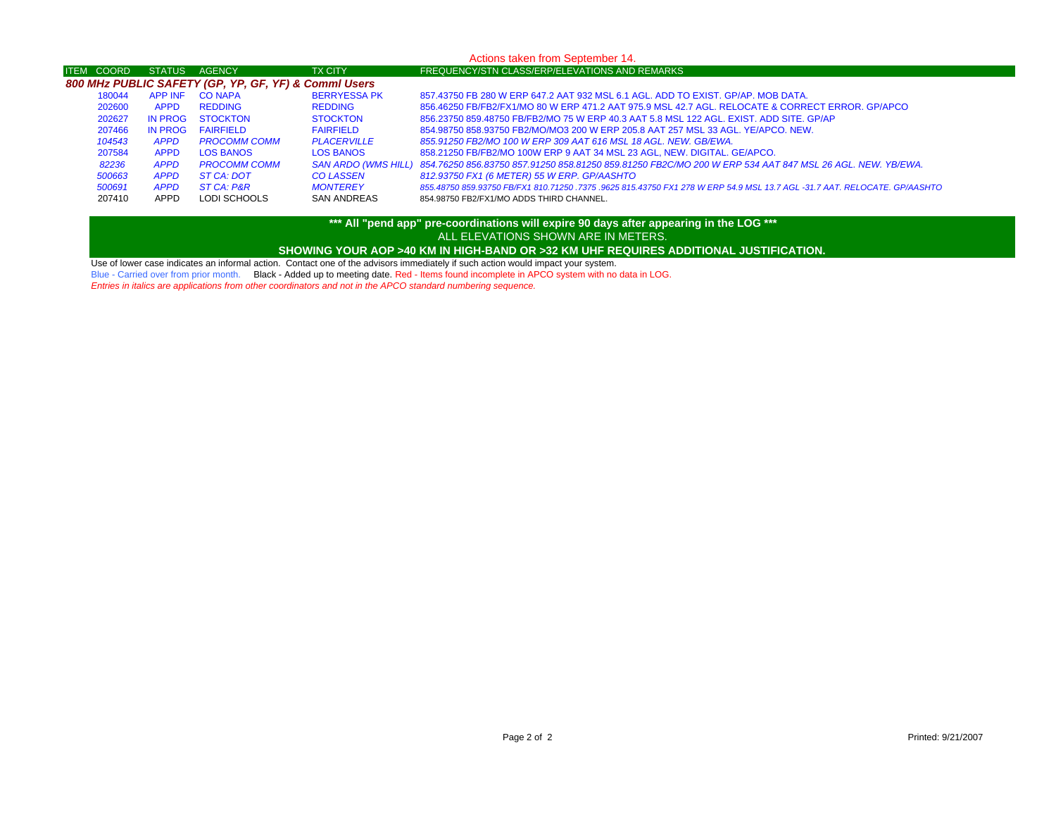Actions taken from September 14.

| ITEM | COORD | STATUS | AGENCY | TX CITY | FREQUENCY/STN CLASS/ERP/ELEVATIONS AND REMARKS |
|---|---|---|---|---|---|
| ***800 MHz PUBLIC SAFETY (GP, YP, GF, YF) & Comml Users*** | | | | | |
| | 180044 | APP INF | CO NAPA | BERRYESSA PK | 857.43750 FB 280 W ERP 647.2 AAT 932 MSL 6.1 AGL. ADD TO EXIST. GP/AP. MOB DATA. |
| | 202600 | APPD | REDDING | REDDING | 856.46250 FB/FB2/FX1/MO 80 W ERP 471.2 AAT 975.9 MSL 42.7 AGL. RELOCATE & CORRECT ERROR. GP/APCO |
| | 202627 | IN PROG | STOCKTON | STOCKTON | 856.23750 859.48750 FB/FB2/MO 75 W ERP 40.3 AAT 5.8 MSL 122 AGL. EXIST. ADD SITE. GP/AP |
| | 207466 | IN PROG | FAIRFIELD | FAIRFIELD | 854.98750 858.93750 FB2/MO/MO3 200 W ERP 205.8 AAT 257 MSL 33 AGL. YE/APCO. NEW. |
| | *104543* | *APPD* | *PROCOMM COMM* | *PLACERVILLE* | *855.91250 FB2/MO 100 W ERP 309 AAT 616 MSL 18 AGL. NEW. GB/EWA.* |
| | 207584 | APPD | LOS BANOS | LOS BANOS | 858.21250 FB/FB2/MO 100W ERP 9 AAT 34 MSL 23 AGL, NEW. DIGITAL. GE/APCO. |
| | *82236* | *APPD* | *PROCOMM COMM* | *SAN ARDO (WMS HILL)* | *854.76250 856.83750 857.91250 858.81250 859.81250 FB2C/MO 200 W ERP 534 AAT 847 MSL 26 AGL. NEW. YB/EWA.* |
| | *500663* | *APPD* | *ST CA: DOT* | *CO LASSEN* | *812.93750 FX1 (6 METER) 55 W ERP. GP/AASHTO* |
| | *500691* | *APPD* | *ST CA: P&R* | *MONTEREY* | *855.48750 859.93750 FB/FX1 810.71250 .7375 .9625 815.43750 FX1 278 W ERP 54.9 MSL 13.7 AGL -31.7 AAT. RELOCATE. GP/AASHTO* |
| | 207410 | APPD | LODI SCHOOLS | SAN ANDREAS | 854.98750 FB2/FX1/MO ADDS THIRD CHANNEL. |

**\*\*\* All "pend app" pre-coordinations will expire 90 days after appearing in the LOG \*\*\***

ALL ELEVATIONS SHOWN ARE IN METERS.

**SHOWING YOUR AOP >40 KM IN HIGH-BAND OR >32 KM UHF REQUIRES ADDITIONAL JUSTIFICATION.**

Use of lower case indicates an informal action. Contact one of the advisors immediately if such action would impact your system.

Blue - Carried over from prior month. Black - Added up to meeting date. Red - Items found incomplete in APCO system with no data in LOG.

*Entries in italics are applications from other coordinators and not in the APCO standard numbering sequence.*

Printed: 9/21/2007